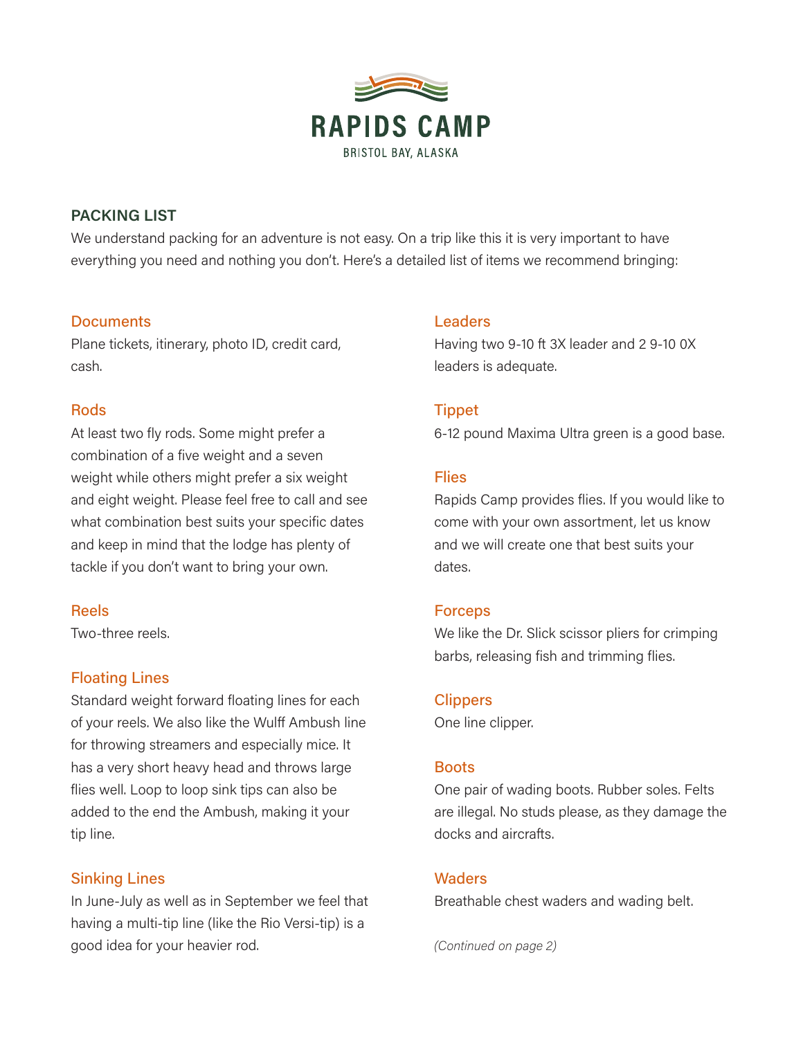# RAPIDS CAMP

BRISTOL BAY, ALASKA

## PACKING LIST

We understand packing for an adventure is not easy. On a trip like this it is very important to have everything you need and nothing you don't. Here's a detailed list of items we recommend bringing:

### Documents

Plane tickets, itinerary, photo ID, credit card, cash.

### Rods

At least two fly rods. Some might prefer a combination of a five weight and a seven weight while others might prefer a six weight and eight weight. Please feel free to call and see what combination best suits your specific dates and keep in mind that the lodge has plenty of tackle if you don't want to bring your own.

### Reels

Two-three reels.

### Floating Lines

Standard weight forward floating lines for each of your reels. We also like the Wulff Ambush line for throwing streamers and especially mice. It has a very short heavy head and throws large flies well. Loop to loop sink tips can also be added to the end the Ambush, making it your tip line.

### Sinking Lines

In June-July as well as in September we feel that having a multi-tip line (like the Rio Versi-tip) is a good idea for your heavier rod.

### Leaders

Having two 9-10 ft 3X leader and 2 9-10 0X leaders is adequate.

### Tippet

6-12 pound Maxima Ultra green is a good base.

### Flies

Rapids Camp provides flies. If you would like to come with your own assortment, let us know and we will create one that best suits your dates.

### Forceps

We like the Dr. Slick scissor pliers for crimping barbs, releasing fish and trimming flies.

### Clippers

One line clipper.

### Boots

One pair of wading boots. Rubber soles. Felts are illegal. No studs please, as they damage the docks and aircrafts.

### Waders

Breathable chest waders and wading belt.

*(Continued on page 2)*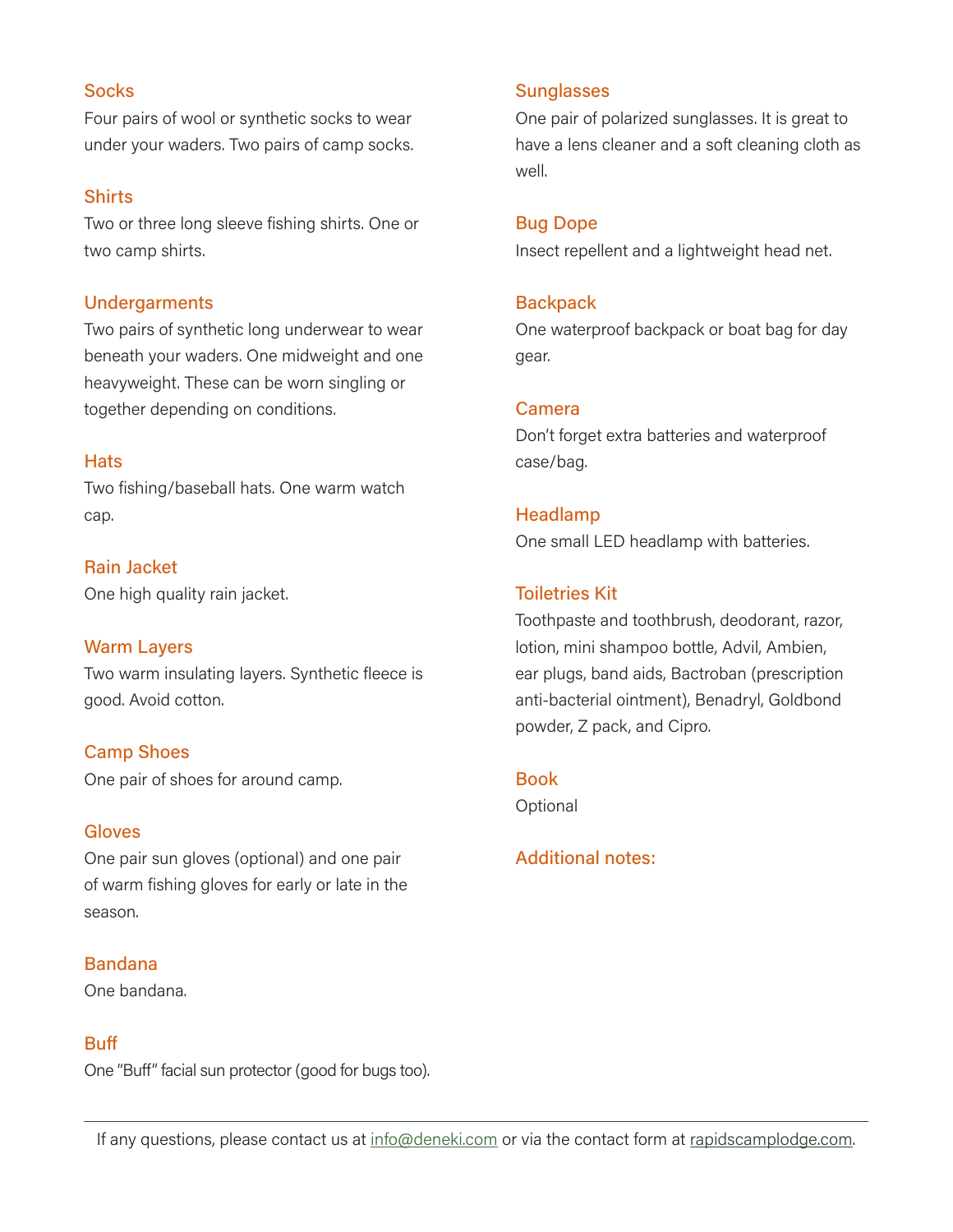### Socks

Four pairs of wool or synthetic socks to wear under your waders. Two pairs of camp socks.

### Shirts

Two or three long sleeve fishing shirts. One or two camp shirts.

### Undergarments

Two pairs of synthetic long underwear to wear beneath your waders. One midweight and one heavyweight. These can be worn singling or together depending on conditions.

### Hats

Two fishing/baseball hats. One warm watch cap.

### Rain Jacket

One high quality rain jacket.

### Warm Layers

Two warm insulating layers. Synthetic fleece is good. Avoid cotton.

### Camp Shoes

One pair of shoes for around camp.

### Gloves

One pair sun gloves (optional) and one pair of warm fishing gloves for early or late in the season.

### Bandana

One bandana.

### Buff

One "Buff" facial sun protector (good for bugs too).

### Sunglasses

One pair of polarized sunglasses. It is great to have a lens cleaner and a soft cleaning cloth as well.

### Bug Dope

Insect repellent and a lightweight head net.

### Backpack

One waterproof backpack or boat bag for day gear.

### Camera

Don't forget extra batteries and waterproof case/bag.

### Headlamp

One small LED headlamp with batteries.

### Toiletries Kit

Toothpaste and toothbrush, deodorant, razor, lotion, mini shampoo bottle, Advil, Ambien, ear plugs, band aids, Bactroban (prescription anti-bacterial ointment), Benadryl, Goldbond powder, Z pack, and Cipro.

### Book

Optional

### Additional notes:

---

If any questions, please contact us at info@deneki.com or via the contact form at rapidscamplodge.com.